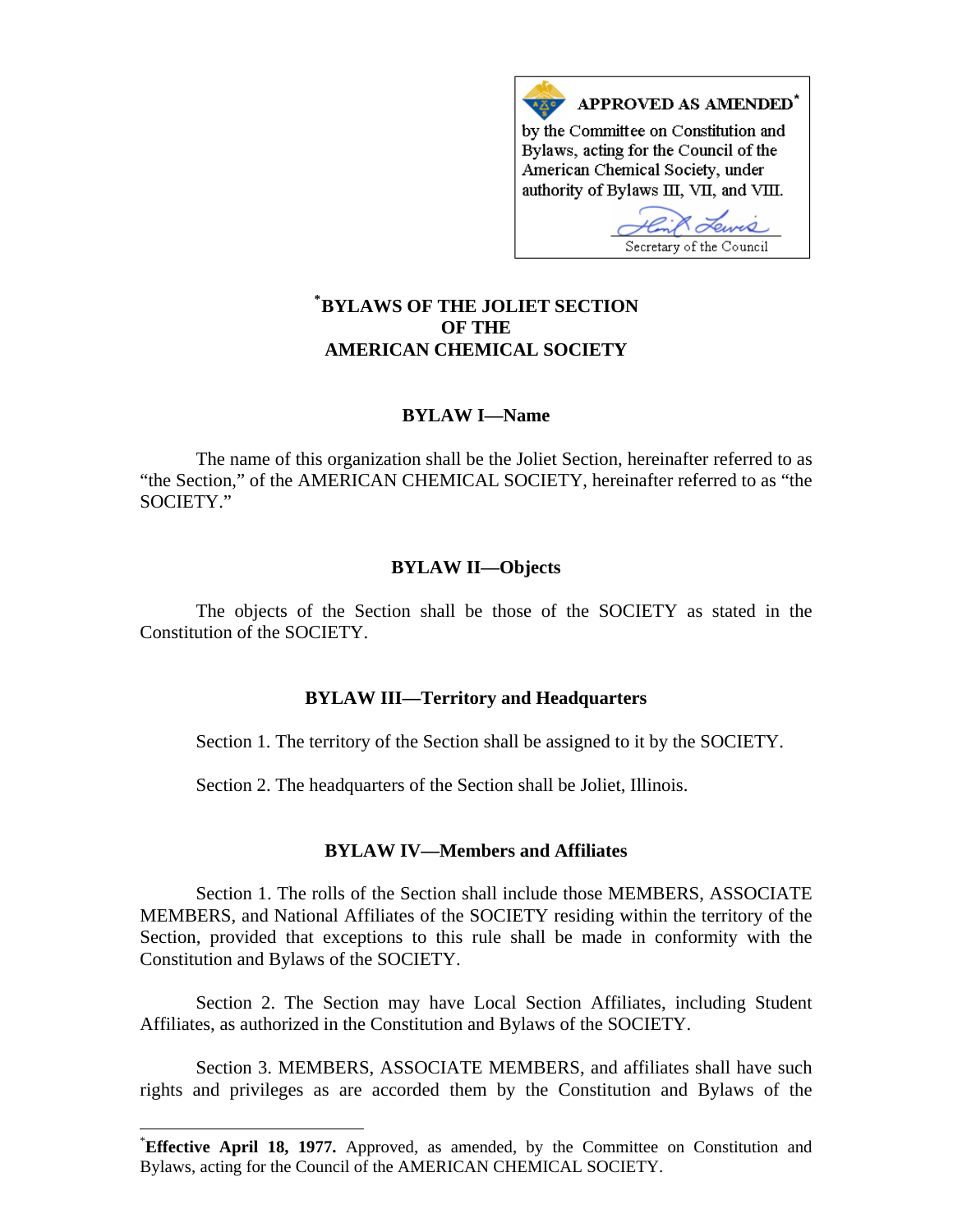**APPROVED AS AMENDED***
by the Committee on Constitution and Bylaws, acting for the Council of the American Chemical Society, under authority of Bylaws III, VII, and VIII.

Secretary of the Council

# *BYLAWS OF THE JOLIET SECTION OF THE AMERICAN CHEMICAL SOCIETY

## BYLAW I—Name

The name of this organization shall be the Joliet Section, hereinafter referred to as "the Section," of the AMERICAN CHEMICAL SOCIETY, hereinafter referred to as "the SOCIETY."

## BYLAW II—Objects

The objects of the Section shall be those of the SOCIETY as stated in the Constitution of the SOCIETY.

## BYLAW III—Territory and Headquarters

Section 1. The territory of the Section shall be assigned to it by the SOCIETY.

Section 2. The headquarters of the Section shall be Joliet, Illinois.

## BYLAW IV—Members and Affiliates

Section 1. The rolls of the Section shall include those MEMBERS, ASSOCIATE MEMBERS, and National Affiliates of the SOCIETY residing within the territory of the Section, provided that exceptions to this rule shall be made in conformity with the Constitution and Bylaws of the SOCIETY.

Section 2. The Section may have Local Section Affiliates, including Student Affiliates, as authorized in the Constitution and Bylaws of the SOCIETY.

Section 3. MEMBERS, ASSOCIATE MEMBERS, and affiliates shall have such rights and privileges as are accorded them by the Constitution and Bylaws of the

---

*__Effective April 18, 1977.__ Approved, as amended, by the Committee on Constitution and Bylaws, acting for the Council of the AMERICAN CHEMICAL SOCIETY.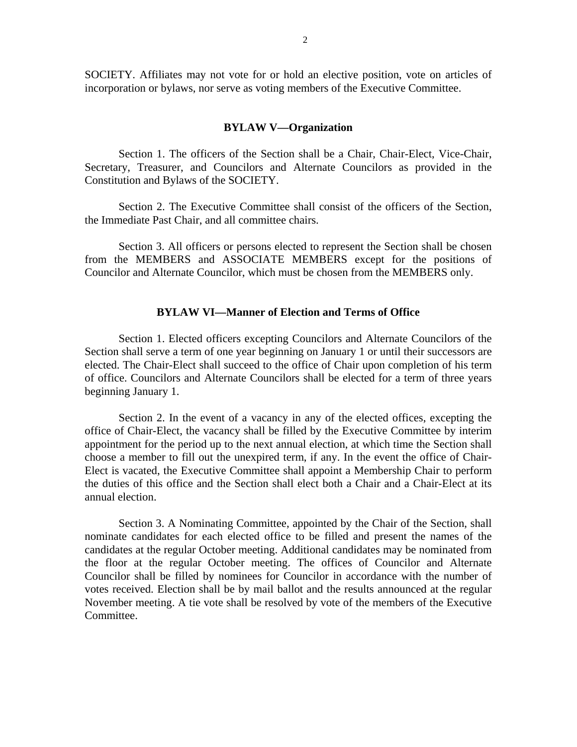SOCIETY. Affiliates may not vote for or hold an elective position, vote on articles of incorporation or bylaws, nor serve as voting members of the Executive Committee.

## BYLAW V—Organization

Section 1. The officers of the Section shall be a Chair, Chair-Elect, Vice-Chair, Secretary, Treasurer, and Councilors and Alternate Councilors as provided in the Constitution and Bylaws of the SOCIETY.

Section 2. The Executive Committee shall consist of the officers of the Section, the Immediate Past Chair, and all committee chairs.

Section 3. All officers or persons elected to represent the Section shall be chosen from the MEMBERS and ASSOCIATE MEMBERS except for the positions of Councilor and Alternate Councilor, which must be chosen from the MEMBERS only.

## BYLAW VI—Manner of Election and Terms of Office

Section 1. Elected officers excepting Councilors and Alternate Councilors of the Section shall serve a term of one year beginning on January 1 or until their successors are elected. The Chair-Elect shall succeed to the office of Chair upon completion of his term of office. Councilors and Alternate Councilors shall be elected for a term of three years beginning January 1.

Section 2. In the event of a vacancy in any of the elected offices, excepting the office of Chair-Elect, the vacancy shall be filled by the Executive Committee by interim appointment for the period up to the next annual election, at which time the Section shall choose a member to fill out the unexpired term, if any. In the event the office of Chair-Elect is vacated, the Executive Committee shall appoint a Membership Chair to perform the duties of this office and the Section shall elect both a Chair and a Chair-Elect at its annual election.

Section 3. A Nominating Committee, appointed by the Chair of the Section, shall nominate candidates for each elected office to be filled and present the names of the candidates at the regular October meeting. Additional candidates may be nominated from the floor at the regular October meeting. The offices of Councilor and Alternate Councilor shall be filled by nominees for Councilor in accordance with the number of votes received. Election shall be by mail ballot and the results announced at the regular November meeting. A tie vote shall be resolved by vote of the members of the Executive Committee.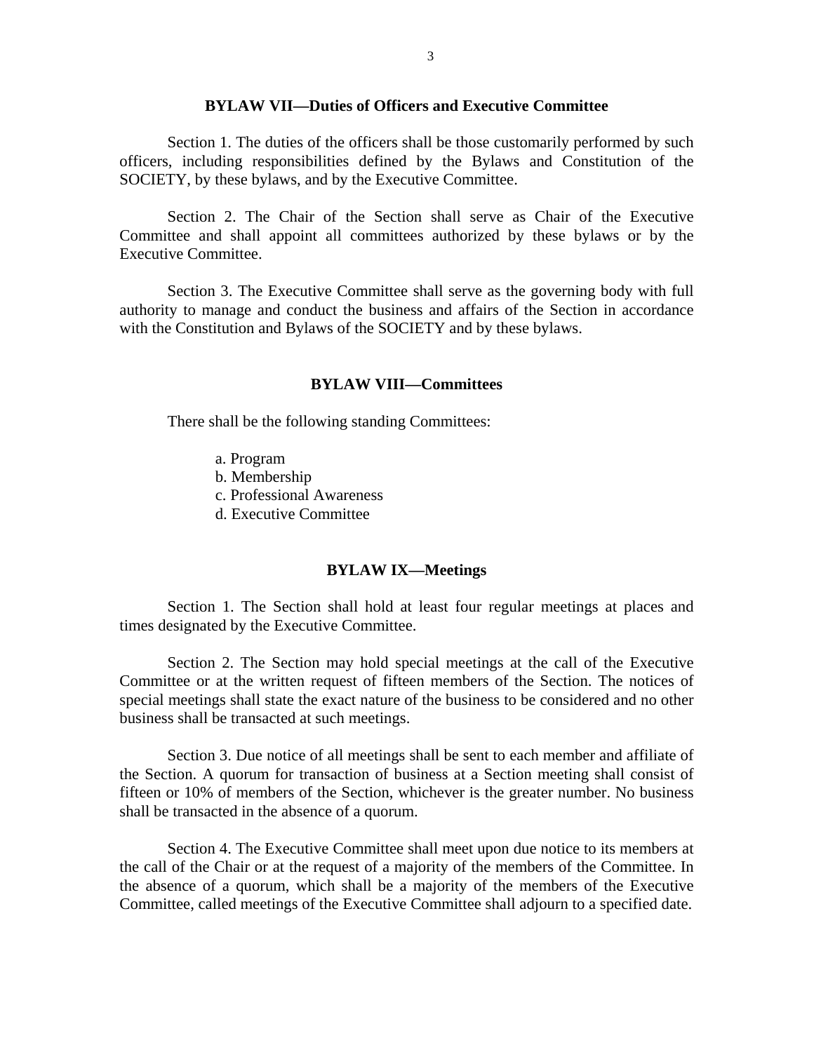## BYLAW VII—Duties of Officers and Executive Committee

Section 1. The duties of the officers shall be those customarily performed by such officers, including responsibilities defined by the Bylaws and Constitution of the SOCIETY, by these bylaws, and by the Executive Committee.

Section 2. The Chair of the Section shall serve as Chair of the Executive Committee and shall appoint all committees authorized by these bylaws or by the Executive Committee.

Section 3. The Executive Committee shall serve as the governing body with full authority to manage and conduct the business and affairs of the Section in accordance with the Constitution and Bylaws of the SOCIETY and by these bylaws.

## BYLAW VIII—Committees

There shall be the following standing Committees:

a. Program
b. Membership
c. Professional Awareness
d. Executive Committee

## BYLAW IX—Meetings

Section 1. The Section shall hold at least four regular meetings at places and times designated by the Executive Committee.

Section 2. The Section may hold special meetings at the call of the Executive Committee or at the written request of fifteen members of the Section. The notices of special meetings shall state the exact nature of the business to be considered and no other business shall be transacted at such meetings.

Section 3. Due notice of all meetings shall be sent to each member and affiliate of the Section. A quorum for transaction of business at a Section meeting shall consist of fifteen or 10% of members of the Section, whichever is the greater number. No business shall be transacted in the absence of a quorum.

Section 4. The Executive Committee shall meet upon due notice to its members at the call of the Chair or at the request of a majority of the members of the Committee. In the absence of a quorum, which shall be a majority of the members of the Executive Committee, called meetings of the Executive Committee shall adjourn to a specified date.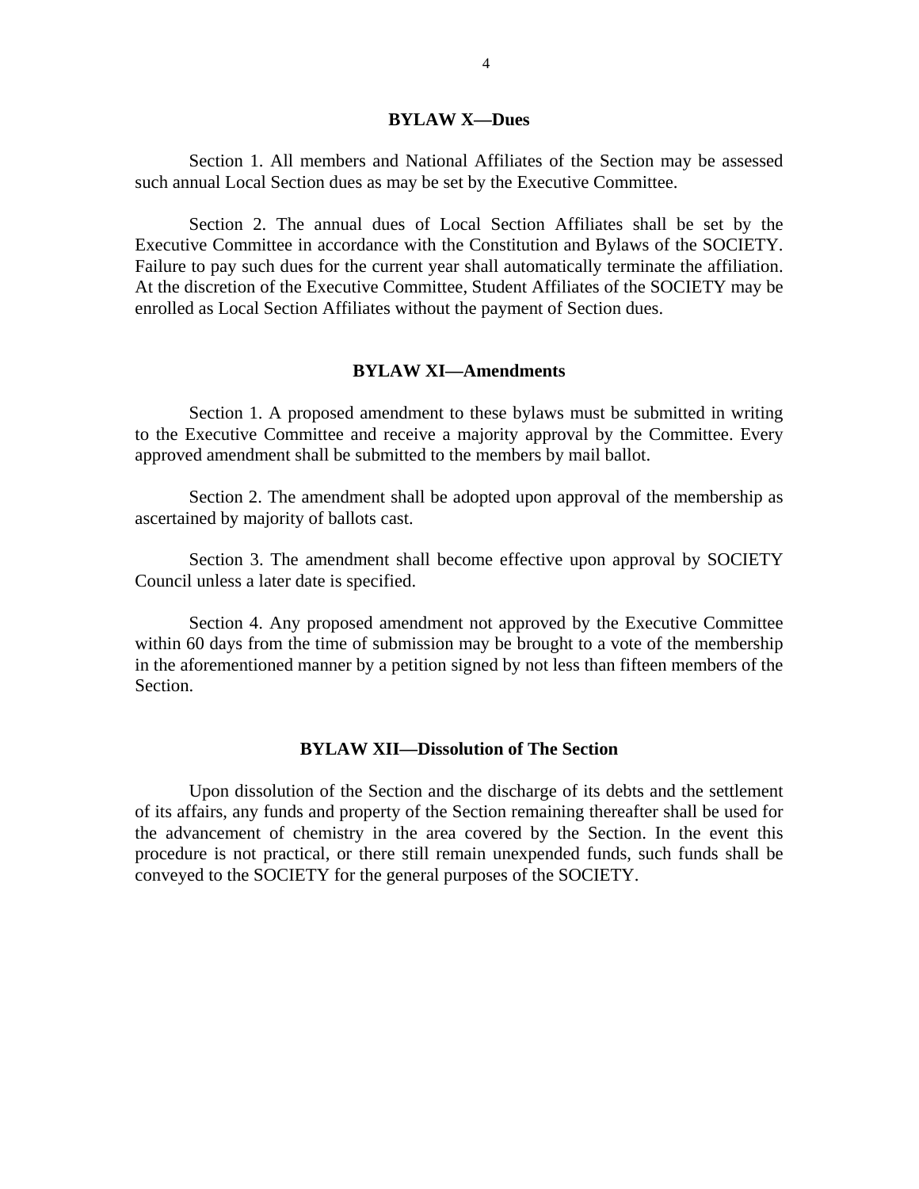## BYLAW X—Dues

Section 1. All members and National Affiliates of the Section may be assessed such annual Local Section dues as may be set by the Executive Committee.

Section 2. The annual dues of Local Section Affiliates shall be set by the Executive Committee in accordance with the Constitution and Bylaws of the SOCIETY. Failure to pay such dues for the current year shall automatically terminate the affiliation. At the discretion of the Executive Committee, Student Affiliates of the SOCIETY may be enrolled as Local Section Affiliates without the payment of Section dues.

## BYLAW XI—Amendments

Section 1. A proposed amendment to these bylaws must be submitted in writing to the Executive Committee and receive a majority approval by the Committee. Every approved amendment shall be submitted to the members by mail ballot.

Section 2. The amendment shall be adopted upon approval of the membership as ascertained by majority of ballots cast.

Section 3. The amendment shall become effective upon approval by SOCIETY Council unless a later date is specified.

Section 4. Any proposed amendment not approved by the Executive Committee within 60 days from the time of submission may be brought to a vote of the membership in the aforementioned manner by a petition signed by not less than fifteen members of the Section.

## BYLAW XII—Dissolution of The Section

Upon dissolution of the Section and the discharge of its debts and the settlement of its affairs, any funds and property of the Section remaining thereafter shall be used for the advancement of chemistry in the area covered by the Section. In the event this procedure is not practical, or there still remain unexpended funds, such funds shall be conveyed to the SOCIETY for the general purposes of the SOCIETY.